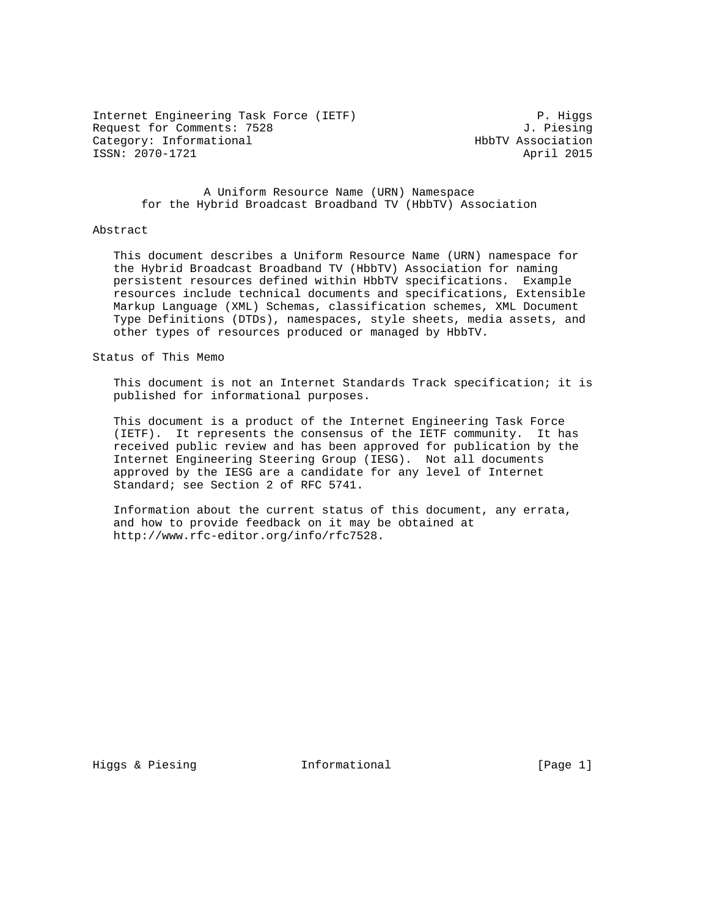Internet Engineering Task Force (IETF) P. Higgs
Request for Comments: 7528 J. Piesing
Category: Informational HbbTV Association
ISSN: 2070-1721 April 2015

# A Uniform Resource Name (URN) Namespace for the Hybrid Broadcast Broadband TV (HbbTV) Association

## Abstract

This document describes a Uniform Resource Name (URN) namespace for the Hybrid Broadcast Broadband TV (HbbTV) Association for naming persistent resources defined within HbbTV specifications. Example resources include technical documents and specifications, Extensible Markup Language (XML) Schemas, classification schemes, XML Document Type Definitions (DTDs), namespaces, style sheets, media assets, and other types of resources produced or managed by HbbTV.

## Status of This Memo

This document is not an Internet Standards Track specification; it is published for informational purposes.

This document is a product of the Internet Engineering Task Force (IETF). It represents the consensus of the IETF community. It has received public review and has been approved for publication by the Internet Engineering Steering Group (IESG). Not all documents approved by the IESG are a candidate for any level of Internet Standard; see Section 2 of RFC 5741.

Information about the current status of this document, any errata, and how to provide feedback on it may be obtained at http://www.rfc-editor.org/info/rfc7528.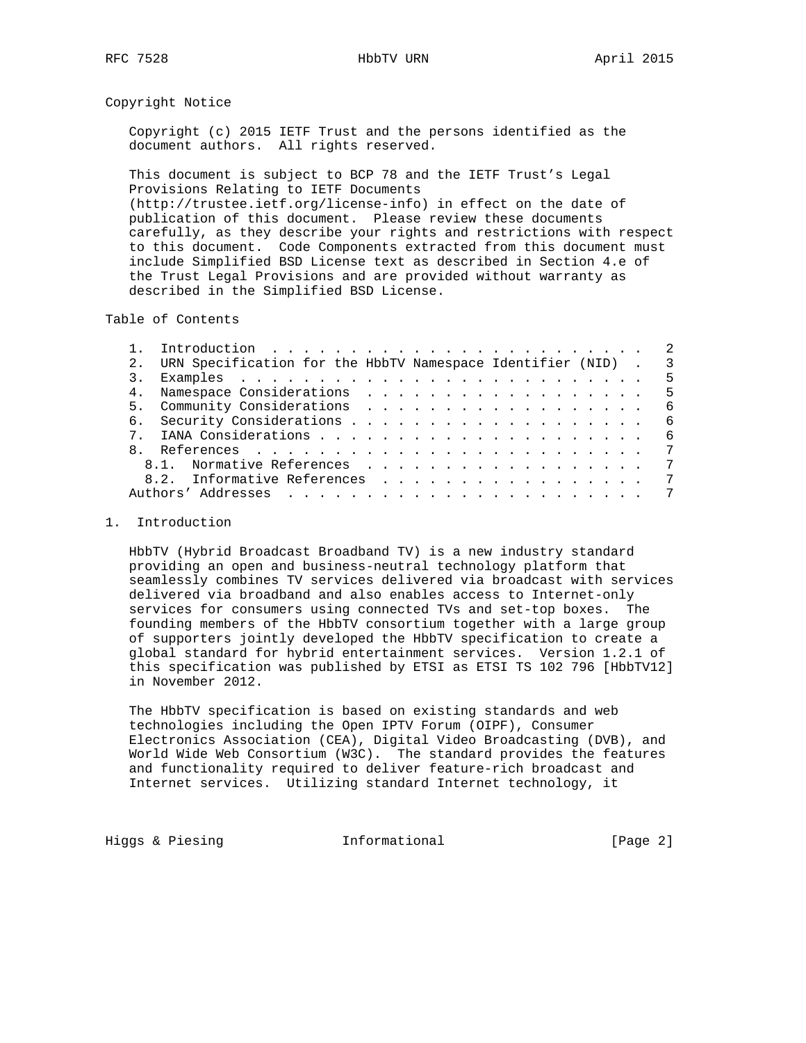## Copyright Notice

Copyright (c) 2015 IETF Trust and the persons identified as the document authors. All rights reserved.

This document is subject to BCP 78 and the IETF Trust's Legal Provisions Relating to IETF Documents (http://trustee.ietf.org/license-info) in effect on the date of publication of this document. Please review these documents carefully, as they describe your rights and restrictions with respect to this document. Code Components extracted from this document must include Simplified BSD License text as described in Section 4.e of the Trust Legal Provisions and are provided without warranty as described in the Simplified BSD License.

## Table of Contents

```
   1.  Introduction . . . . . . . . . . . . . . . . . . . . . . . .   2
   2.  URN Specification for the HbbTV Namespace Identifier (NID)  .   3
   3.  Examples . . . . . . . . . . . . . . . . . . . . . . . . . .   5
   4.  Namespace Considerations . . . . . . . . . . . . . . . . . .   5
   5.  Community Considerations . . . . . . . . . . . . . . . . . .   6
   6.  Security Considerations  . . . . . . . . . . . . . . . . . .   6
   7.  IANA Considerations  . . . . . . . . . . . . . . . . . . . .   6
   8.  References . . . . . . . . . . . . . . . . . . . . . . . . .   7
     8.1.  Normative References . . . . . . . . . . . . . . . . . .   7
     8.2.  Informative References . . . . . . . . . . . . . . . . .   7
   Authors' Addresses . . . . . . . . . . . . . . . . . . . . . . .   7
```

## 1. Introduction

HbbTV (Hybrid Broadcast Broadband TV) is a new industry standard providing an open and business-neutral technology platform that seamlessly combines TV services delivered via broadcast with services delivered via broadband and also enables access to Internet-only services for consumers using connected TVs and set-top boxes. The founding members of the HbbTV consortium together with a large group of supporters jointly developed the HbbTV specification to create a global standard for hybrid entertainment services. Version 1.2.1 of this specification was published by ETSI as ETSI TS 102 796 [HbbTV12] in November 2012.

The HbbTV specification is based on existing standards and web technologies including the Open IPTV Forum (OIPF), Consumer Electronics Association (CEA), Digital Video Broadcasting (DVB), and World Wide Web Consortium (W3C). The standard provides the features and functionality required to deliver feature-rich broadcast and Internet services. Utilizing standard Internet technology, it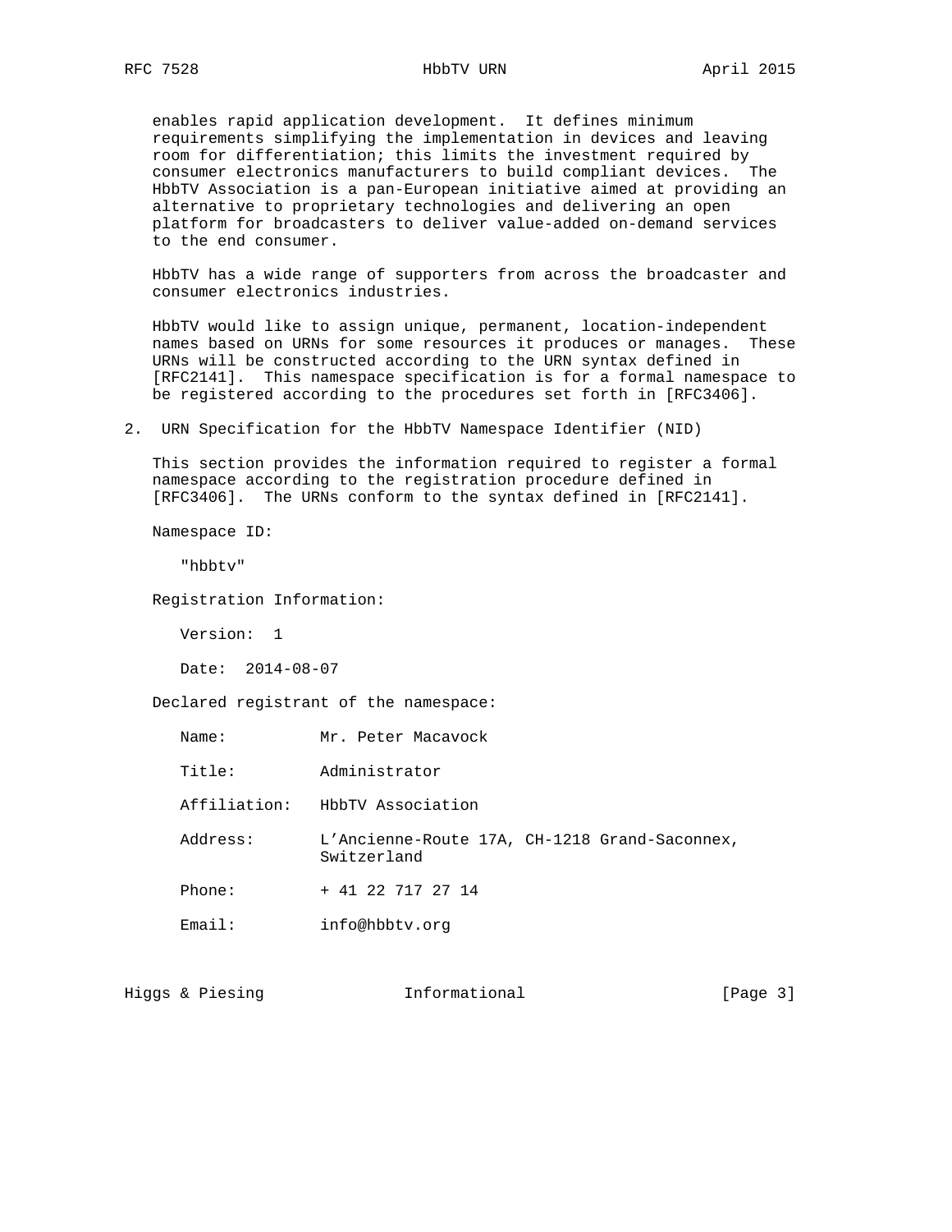enables rapid application development. It defines minimum requirements simplifying the implementation in devices and leaving room for differentiation; this limits the investment required by consumer electronics manufacturers to build compliant devices. The HbbTV Association is a pan-European initiative aimed at providing an alternative to proprietary technologies and delivering an open platform for broadcasters to deliver value-added on-demand services to the end consumer.

HbbTV has a wide range of supporters from across the broadcaster and consumer electronics industries.

HbbTV would like to assign unique, permanent, location-independent names based on URNs for some resources it produces or manages. These URNs will be constructed according to the URN syntax defined in [RFC2141]. This namespace specification is for a formal namespace to be registered according to the procedures set forth in [RFC3406].

## 2. URN Specification for the HbbTV Namespace Identifier (NID)

This section provides the information required to register a formal namespace according to the registration procedure defined in [RFC3406]. The URNs conform to the syntax defined in [RFC2141].

Namespace ID:

"hbbtv"

Registration Information:

Version: 1

Date: 2014-08-07

Declared registrant of the namespace:

Name: Mr. Peter Macavock

Title: Administrator

Affiliation: HbbTV Association

Address: L'Ancienne-Route 17A, CH-1218 Grand-Saconnex, Switzerland

Phone: + 41 22 717 27 14

Email: info@hbbtv.org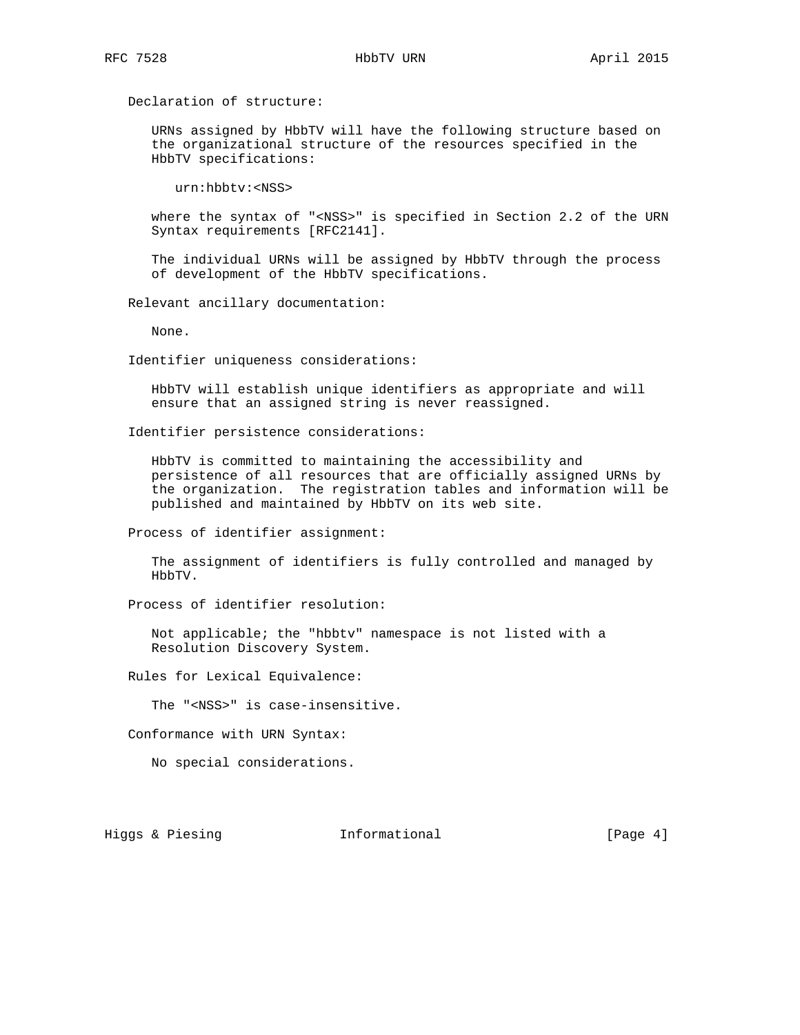Declaration of structure:

URNs assigned by HbbTV will have the following structure based on the organizational structure of the resources specified in the HbbTV specifications:

```
urn:hbbtv:<NSS>
```

where the syntax of "<NSS>" is specified in Section 2.2 of the URN Syntax requirements [RFC2141].

The individual URNs will be assigned by HbbTV through the process of development of the HbbTV specifications.

Relevant ancillary documentation:

None.

Identifier uniqueness considerations:

HbbTV will establish unique identifiers as appropriate and will ensure that an assigned string is never reassigned.

Identifier persistence considerations:

HbbTV is committed to maintaining the accessibility and persistence of all resources that are officially assigned URNs by the organization. The registration tables and information will be published and maintained by HbbTV on its web site.

Process of identifier assignment:

The assignment of identifiers is fully controlled and managed by HbbTV.

Process of identifier resolution:

Not applicable; the "hbbtv" namespace is not listed with a Resolution Discovery System.

Rules for Lexical Equivalence:

The "<NSS>" is case-insensitive.

Conformance with URN Syntax:

No special considerations.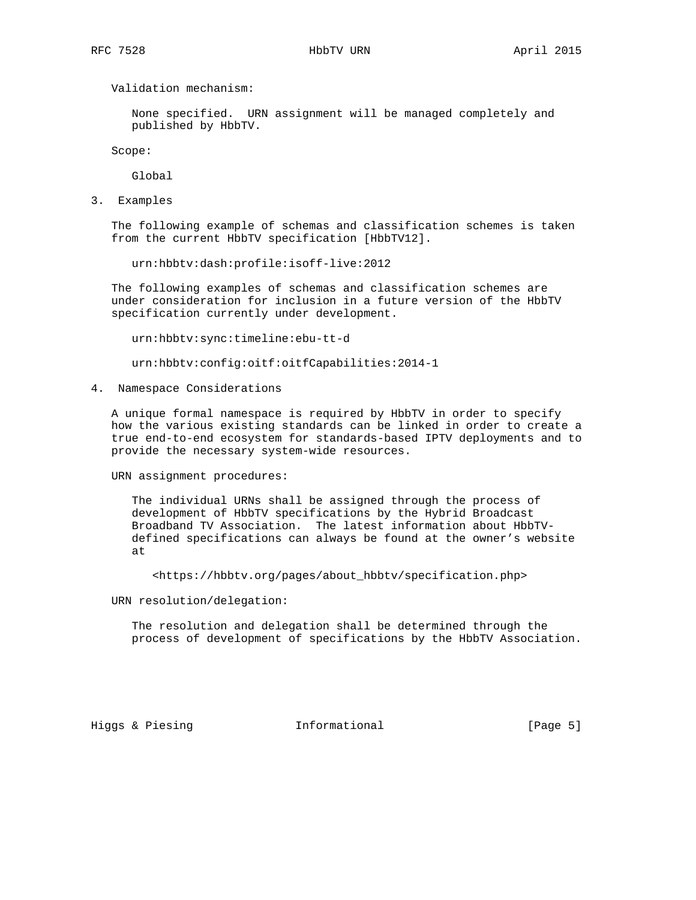Validation mechanism:

None specified. URN assignment will be managed completely and published by HbbTV.

Scope:

Global

## 3. Examples

The following example of schemas and classification schemes is taken from the current HbbTV specification [HbbTV12].

urn:hbbtv:dash:profile:isoff-live:2012

The following examples of schemas and classification schemes are under consideration for inclusion in a future version of the HbbTV specification currently under development.

urn:hbbtv:sync:timeline:ebu-tt-d

urn:hbbtv:config:oitf:oitfCapabilities:2014-1

## 4. Namespace Considerations

A unique formal namespace is required by HbbTV in order to specify how the various existing standards can be linked in order to create a true end-to-end ecosystem for standards-based IPTV deployments and to provide the necessary system-wide resources.

URN assignment procedures:

The individual URNs shall be assigned through the process of development of HbbTV specifications by the Hybrid Broadcast Broadband TV Association. The latest information about HbbTV-defined specifications can always be found at the owner's website at

<https://hbbtv.org/pages/about_hbbtv/specification.php>

URN resolution/delegation:

The resolution and delegation shall be determined through the process of development of specifications by the HbbTV Association.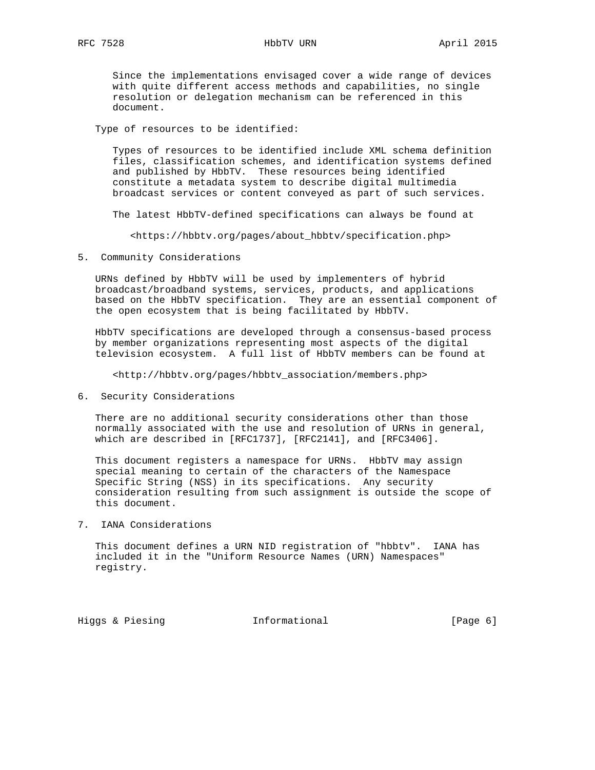Since the implementations envisaged cover a wide range of devices with quite different access methods and capabilities, no single resolution or delegation mechanism can be referenced in this document.

Type of resources to be identified:

Types of resources to be identified include XML schema definition files, classification schemes, and identification systems defined and published by HbbTV. These resources being identified constitute a metadata system to describe digital multimedia broadcast services or content conveyed as part of such services.

The latest HbbTV-defined specifications can always be found at

<https://hbbtv.org/pages/about_hbbtv/specification.php>

## 5. Community Considerations

URNs defined by HbbTV will be used by implementers of hybrid broadcast/broadband systems, services, products, and applications based on the HbbTV specification. They are an essential component of the open ecosystem that is being facilitated by HbbTV.

HbbTV specifications are developed through a consensus-based process by member organizations representing most aspects of the digital television ecosystem. A full list of HbbTV members can be found at

<http://hbbtv.org/pages/hbbtv_association/members.php>

## 6. Security Considerations

There are no additional security considerations other than those normally associated with the use and resolution of URNs in general, which are described in [RFC1737], [RFC2141], and [RFC3406].

This document registers a namespace for URNs. HbbTV may assign special meaning to certain of the characters of the Namespace Specific String (NSS) in its specifications. Any security consideration resulting from such assignment is outside the scope of this document.

## 7. IANA Considerations

This document defines a URN NID registration of "hbbtv". IANA has included it in the "Uniform Resource Names (URN) Namespaces" registry.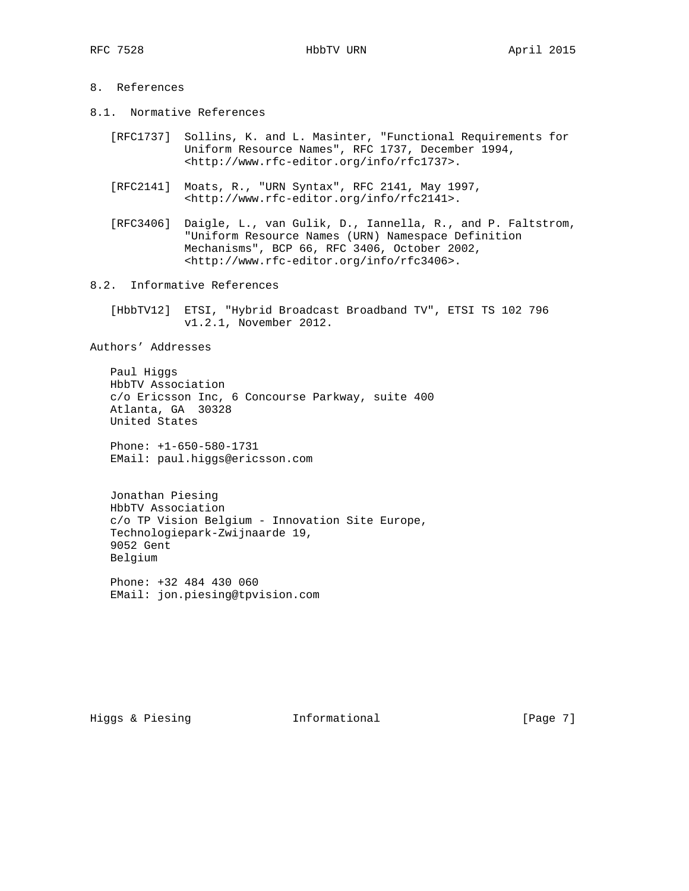# 8. References

## 8.1. Normative References

[RFC1737] Sollins, K. and L. Masinter, "Functional Requirements for Uniform Resource Names", RFC 1737, December 1994, <http://www.rfc-editor.org/info/rfc1737>.

[RFC2141] Moats, R., "URN Syntax", RFC 2141, May 1997, <http://www.rfc-editor.org/info/rfc2141>.

[RFC3406] Daigle, L., van Gulik, D., Iannella, R., and P. Faltstrom, "Uniform Resource Names (URN) Namespace Definition Mechanisms", BCP 66, RFC 3406, October 2002, <http://www.rfc-editor.org/info/rfc3406>.

## 8.2. Informative References

[HbbTV12] ETSI, "Hybrid Broadcast Broadband TV", ETSI TS 102 796 v1.2.1, November 2012.

# Authors' Addresses

Paul Higgs
HbbTV Association
c/o Ericsson Inc, 6 Concourse Parkway, suite 400
Atlanta, GA 30328
United States

Phone: +1-650-580-1731
EMail: paul.higgs@ericsson.com

Jonathan Piesing
HbbTV Association
c/o TP Vision Belgium - Innovation Site Europe,
Technologiepark-Zwijnaarde 19,
9052 Gent
Belgium

Phone: +32 484 430 060
EMail: jon.piesing@tpvision.com